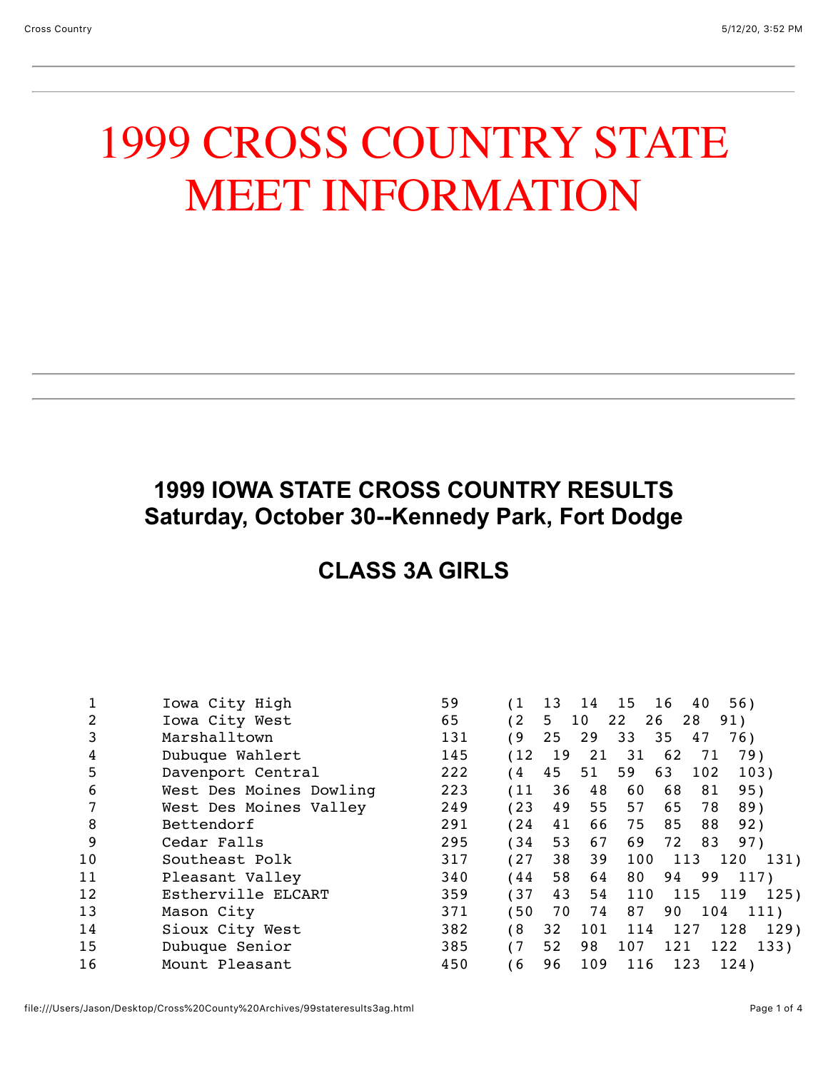# 1999 CROSS COUNTRY STATE MEET INFORMATION

## 1999 IOWA STATE CROSS COUNTRY RESULTS
## Saturday, October 30--Kennedy Park, Fort Dodge

## CLASS 3A GIRLS

| Place | Team | Score | Finishers |
|---|---|---|---|
| 1 | Iowa City High | 59 | (1 13 14 15 16 40 56) |
| 2 | Iowa City West | 65 | (2 5 10 22 26 28 91) |
| 3 | Marshalltown | 131 | (9 25 29 33 35 47 76) |
| 4 | Dubuque Wahlert | 145 | (12 19 21 31 62 71 79) |
| 5 | Davenport Central | 222 | (4 45 51 59 63 102 103) |
| 6 | West Des Moines Dowling | 223 | (11 36 48 60 68 81 95) |
| 7 | West Des Moines Valley | 249 | (23 49 55 57 65 78 89) |
| 8 | Bettendorf | 291 | (24 41 66 75 85 88 92) |
| 9 | Cedar Falls | 295 | (34 53 67 69 72 83 97) |
| 10 | Southeast Polk | 317 | (27 38 39 100 113 120 131) |
| 11 | Pleasant Valley | 340 | (44 58 64 80 94 99 117) |
| 12 | Estherville ELCART | 359 | (37 43 54 110 115 119 125) |
| 13 | Mason City | 371 | (50 70 74 87 90 104 111) |
| 14 | Sioux City West | 382 | (8 32 101 114 127 128 129) |
| 15 | Dubuque Senior | 385 | (7 52 98 107 121 122 133) |
| 16 | Mount Pleasant | 450 | (6 96 109 116 123 124) |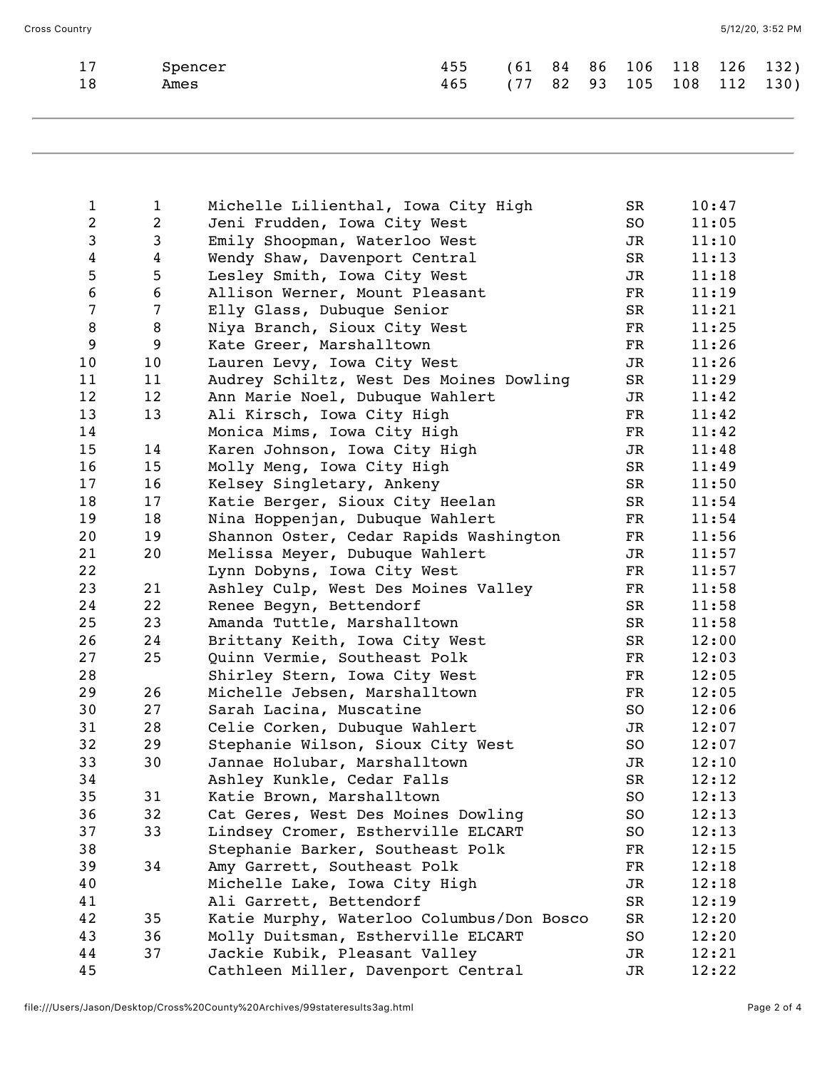| | | | |
|---|---|---|---|
| 17 | Spencer | 455 | (61 84 86 106 118 126 132) |
| 18 | Ames | 465 | (77 82 93 105 108 112 130) |

---

| Place | Team Place | Name, School | Year | Time |
|---|---|---|---|---|
| 1 | 1 | Michelle Lilienthal, Iowa City High | SR | 10:47 |
| 2 | 2 | Jeni Frudden, Iowa City West | SO | 11:05 |
| 3 | 3 | Emily Shoopman, Waterloo West | JR | 11:10 |
| 4 | 4 | Wendy Shaw, Davenport Central | SR | 11:13 |
| 5 | 5 | Lesley Smith, Iowa City West | JR | 11:18 |
| 6 | 6 | Allison Werner, Mount Pleasant | FR | 11:19 |
| 7 | 7 | Elly Glass, Dubuque Senior | SR | 11:21 |
| 8 | 8 | Niya Branch, Sioux City West | FR | 11:25 |
| 9 | 9 | Kate Greer, Marshalltown | FR | 11:26 |
| 10 | 10 | Lauren Levy, Iowa City West | JR | 11:26 |
| 11 | 11 | Audrey Schiltz, West Des Moines Dowling | SR | 11:29 |
| 12 | 12 | Ann Marie Noel, Dubuque Wahlert | JR | 11:42 |
| 13 | 13 | Ali Kirsch, Iowa City High | FR | 11:42 |
| 14 | | Monica Mims, Iowa City High | FR | 11:42 |
| 15 | 14 | Karen Johnson, Iowa City High | JR | 11:48 |
| 16 | 15 | Molly Meng, Iowa City High | SR | 11:49 |
| 17 | 16 | Kelsey Singletary, Ankeny | SR | 11:50 |
| 18 | 17 | Katie Berger, Sioux City Heelan | SR | 11:54 |
| 19 | 18 | Nina Hoppenjan, Dubuque Wahlert | FR | 11:54 |
| 20 | 19 | Shannon Oster, Cedar Rapids Washington | FR | 11:56 |
| 21 | 20 | Melissa Meyer, Dubuque Wahlert | JR | 11:57 |
| 22 | | Lynn Dobyns, Iowa City West | FR | 11:57 |
| 23 | 21 | Ashley Culp, West Des Moines Valley | FR | 11:58 |
| 24 | 22 | Renee Begyn, Bettendorf | SR | 11:58 |
| 25 | 23 | Amanda Tuttle, Marshalltown | SR | 11:58 |
| 26 | 24 | Brittany Keith, Iowa City West | SR | 12:00 |
| 27 | 25 | Quinn Vermie, Southeast Polk | FR | 12:03 |
| 28 | | Shirley Stern, Iowa City West | FR | 12:05 |
| 29 | 26 | Michelle Jebsen, Marshalltown | FR | 12:05 |
| 30 | 27 | Sarah Lacina, Muscatine | SO | 12:06 |
| 31 | 28 | Celie Corken, Dubuque Wahlert | JR | 12:07 |
| 32 | 29 | Stephanie Wilson, Sioux City West | SO | 12:07 |
| 33 | 30 | Jannae Holubar, Marshalltown | JR | 12:10 |
| 34 | | Ashley Kunkle, Cedar Falls | SR | 12:12 |
| 35 | 31 | Katie Brown, Marshalltown | SO | 12:13 |
| 36 | 32 | Cat Geres, West Des Moines Dowling | SO | 12:13 |
| 37 | 33 | Lindsey Cromer, Estherville ELCART | SO | 12:13 |
| 38 | | Stephanie Barker, Southeast Polk | FR | 12:15 |
| 39 | 34 | Amy Garrett, Southeast Polk | FR | 12:18 |
| 40 | | Michelle Lake, Iowa City High | JR | 12:18 |
| 41 | | Ali Garrett, Bettendorf | SR | 12:19 |
| 42 | 35 | Katie Murphy, Waterloo Columbus/Don Bosco | SR | 12:20 |
| 43 | 36 | Molly Duitsman, Estherville ELCART | SO | 12:20 |
| 44 | 37 | Jackie Kubik, Pleasant Valley | JR | 12:21 |
| 45 | | Cathleen Miller, Davenport Central | JR | 12:22 |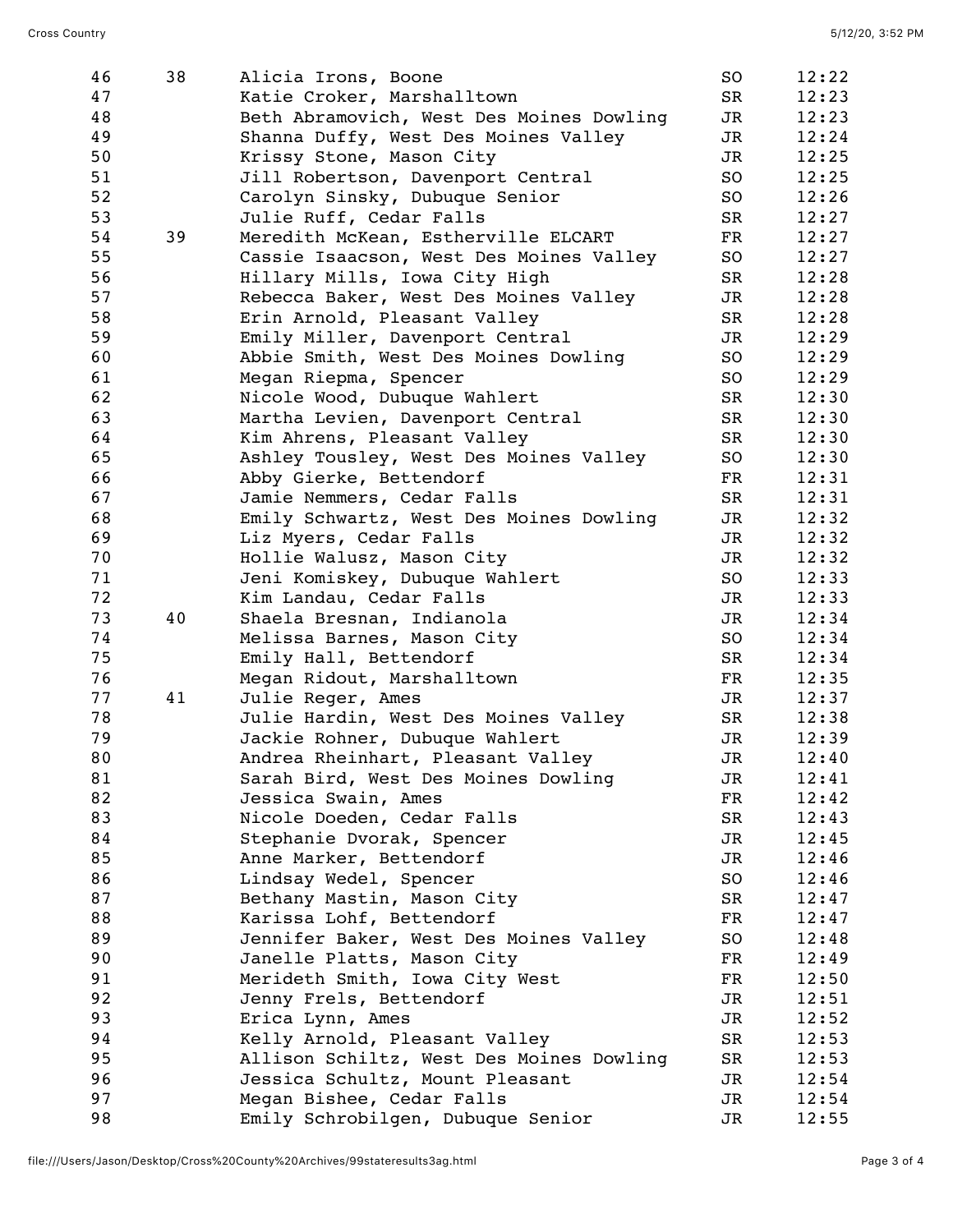| | | | | |
|---|---|---|---|---|
| 46 | 38 | Alicia Irons, Boone | SO | 12:22 |
| 47 | | Katie Croker, Marshalltown | SR | 12:23 |
| 48 | | Beth Abramovich, West Des Moines Dowling | JR | 12:23 |
| 49 | | Shanna Duffy, West Des Moines Valley | JR | 12:24 |
| 50 | | Krissy Stone, Mason City | JR | 12:25 |
| 51 | | Jill Robertson, Davenport Central | SO | 12:25 |
| 52 | | Carolyn Sinsky, Dubuque Senior | SO | 12:26 |
| 53 | | Julie Ruff, Cedar Falls | SR | 12:27 |
| 54 | 39 | Meredith McKean, Estherville ELCART | FR | 12:27 |
| 55 | | Cassie Isaacson, West Des Moines Valley | SO | 12:27 |
| 56 | | Hillary Mills, Iowa City High | SR | 12:28 |
| 57 | | Rebecca Baker, West Des Moines Valley | JR | 12:28 |
| 58 | | Erin Arnold, Pleasant Valley | SR | 12:28 |
| 59 | | Emily Miller, Davenport Central | JR | 12:29 |
| 60 | | Abbie Smith, West Des Moines Dowling | SO | 12:29 |
| 61 | | Megan Riepma, Spencer | SO | 12:29 |
| 62 | | Nicole Wood, Dubuque Wahlert | SR | 12:30 |
| 63 | | Martha Levien, Davenport Central | SR | 12:30 |
| 64 | | Kim Ahrens, Pleasant Valley | SR | 12:30 |
| 65 | | Ashley Tousley, West Des Moines Valley | SO | 12:30 |
| 66 | | Abby Gierke, Bettendorf | FR | 12:31 |
| 67 | | Jamie Nemmers, Cedar Falls | SR | 12:31 |
| 68 | | Emily Schwartz, West Des Moines Dowling | JR | 12:32 |
| 69 | | Liz Myers, Cedar Falls | JR | 12:32 |
| 70 | | Hollie Walusz, Mason City | JR | 12:32 |
| 71 | | Jeni Komiskey, Dubuque Wahlert | SO | 12:33 |
| 72 | | Kim Landau, Cedar Falls | JR | 12:33 |
| 73 | 40 | Shaela Bresnan, Indianola | JR | 12:34 |
| 74 | | Melissa Barnes, Mason City | SO | 12:34 |
| 75 | | Emily Hall, Bettendorf | SR | 12:34 |
| 76 | | Megan Ridout, Marshalltown | FR | 12:35 |
| 77 | 41 | Julie Reger, Ames | JR | 12:37 |
| 78 | | Julie Hardin, West Des Moines Valley | SR | 12:38 |
| 79 | | Jackie Rohner, Dubuque Wahlert | JR | 12:39 |
| 80 | | Andrea Rheinhart, Pleasant Valley | JR | 12:40 |
| 81 | | Sarah Bird, West Des Moines Dowling | JR | 12:41 |
| 82 | | Jessica Swain, Ames | FR | 12:42 |
| 83 | | Nicole Doeden, Cedar Falls | SR | 12:43 |
| 84 | | Stephanie Dvorak, Spencer | JR | 12:45 |
| 85 | | Anne Marker, Bettendorf | JR | 12:46 |
| 86 | | Lindsay Wedel, Spencer | SO | 12:46 |
| 87 | | Bethany Mastin, Mason City | SR | 12:47 |
| 88 | | Karissa Lohf, Bettendorf | FR | 12:47 |
| 89 | | Jennifer Baker, West Des Moines Valley | SO | 12:48 |
| 90 | | Janelle Platts, Mason City | FR | 12:49 |
| 91 | | Merideth Smith, Iowa City West | FR | 12:50 |
| 92 | | Jenny Frels, Bettendorf | JR | 12:51 |
| 93 | | Erica Lynn, Ames | JR | 12:52 |
| 94 | | Kelly Arnold, Pleasant Valley | SR | 12:53 |
| 95 | | Allison Schiltz, West Des Moines Dowling | SR | 12:53 |
| 96 | | Jessica Schultz, Mount Pleasant | JR | 12:54 |
| 97 | | Megan Bishee, Cedar Falls | JR | 12:54 |
| 98 | | Emily Schrobilgen, Dubuque Senior | JR | 12:55 |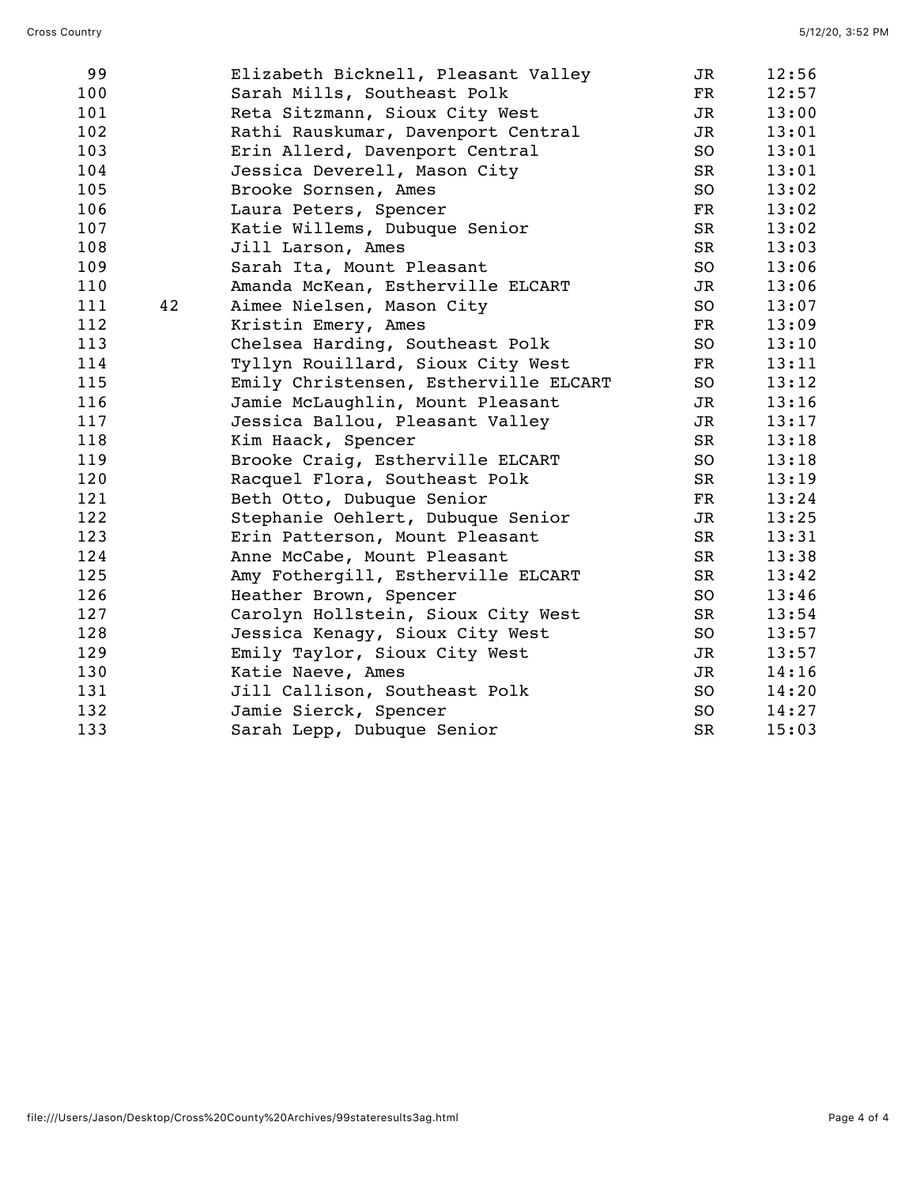| Place | Team Place | Name, School | Year | Time |
|---|---|---|---|---|
| 99 | | Elizabeth Bicknell, Pleasant Valley | JR | 12:56 |
| 100 | | Sarah Mills, Southeast Polk | FR | 12:57 |
| 101 | | Reta Sitzmann, Sioux City West | JR | 13:00 |
| 102 | | Rathi Rauskumar, Davenport Central | JR | 13:01 |
| 103 | | Erin Allerd, Davenport Central | SO | 13:01 |
| 104 | | Jessica Deverell, Mason City | SR | 13:01 |
| 105 | | Brooke Sornsen, Ames | SO | 13:02 |
| 106 | | Laura Peters, Spencer | FR | 13:02 |
| 107 | | Katie Willems, Dubuque Senior | SR | 13:02 |
| 108 | | Jill Larson, Ames | SR | 13:03 |
| 109 | | Sarah Ita, Mount Pleasant | SO | 13:06 |
| 110 | | Amanda McKean, Estherville ELCART | JR | 13:06 |
| 111 | 42 | Aimee Nielsen, Mason City | SO | 13:07 |
| 112 | | Kristin Emery, Ames | FR | 13:09 |
| 113 | | Chelsea Harding, Southeast Polk | SO | 13:10 |
| 114 | | Tyllyn Rouillard, Sioux City West | FR | 13:11 |
| 115 | | Emily Christensen, Estherville ELCART | SO | 13:12 |
| 116 | | Jamie McLaughlin, Mount Pleasant | JR | 13:16 |
| 117 | | Jessica Ballou, Pleasant Valley | JR | 13:17 |
| 118 | | Kim Haack, Spencer | SR | 13:18 |
| 119 | | Brooke Craig, Estherville ELCART | SO | 13:18 |
| 120 | | Racquel Flora, Southeast Polk | SR | 13:19 |
| 121 | | Beth Otto, Dubuque Senior | FR | 13:24 |
| 122 | | Stephanie Oehlert, Dubuque Senior | JR | 13:25 |
| 123 | | Erin Patterson, Mount Pleasant | SR | 13:31 |
| 124 | | Anne McCabe, Mount Pleasant | SR | 13:38 |
| 125 | | Amy Fothergill, Estherville ELCART | SR | 13:42 |
| 126 | | Heather Brown, Spencer | SO | 13:46 |
| 127 | | Carolyn Hollstein, Sioux City West | SR | 13:54 |
| 128 | | Jessica Kenagy, Sioux City West | SO | 13:57 |
| 129 | | Emily Taylor, Sioux City West | JR | 13:57 |
| 130 | | Katie Naeve, Ames | JR | 14:16 |
| 131 | | Jill Callison, Southeast Polk | SO | 14:20 |
| 132 | | Jamie Sierck, Spencer | SO | 14:27 |
| 133 | | Sarah Lepp, Dubuque Senior | SR | 15:03 |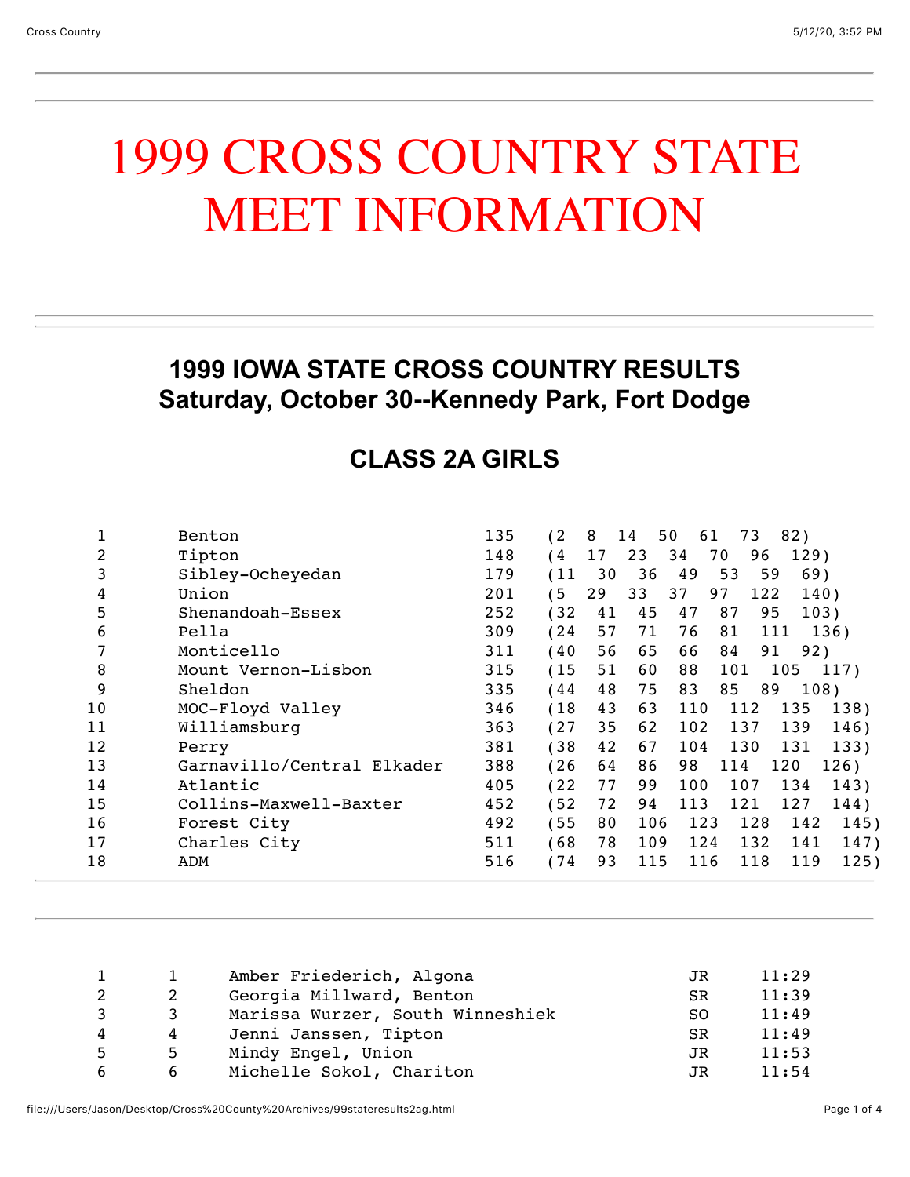# 1999 CROSS COUNTRY STATE MEET INFORMATION

## 1999 IOWA STATE CROSS COUNTRY RESULTS
## Saturday, October 30--Kennedy Park, Fort Dodge

### CLASS 2A GIRLS

| Place | Team | Score | Finishers |
|---|---|---|---|
| 1 | Benton | 135 | (2 8 14 50 61 73 82) |
| 2 | Tipton | 148 | (4 17 23 34 70 96 129) |
| 3 | Sibley-Ocheyedan | 179 | (11 30 36 49 53 59 69) |
| 4 | Union | 201 | (5 29 33 37 97 122 140) |
| 5 | Shenandoah-Essex | 252 | (32 41 45 47 87 95 103) |
| 6 | Pella | 309 | (24 57 71 76 81 111 136) |
| 7 | Monticello | 311 | (40 56 65 66 84 91 92) |
| 8 | Mount Vernon-Lisbon | 315 | (15 51 60 88 101 105 117) |
| 9 | Sheldon | 335 | (44 48 75 83 85 89 108) |
| 10 | MOC-Floyd Valley | 346 | (18 43 63 110 112 135 138) |
| 11 | Williamsburg | 363 | (27 35 62 102 137 139 146) |
| 12 | Perry | 381 | (38 42 67 104 130 131 133) |
| 13 | Garnavillo/Central Elkader | 388 | (26 64 86 98 114 120 126) |
| 14 | Atlantic | 405 | (22 77 99 100 107 134 143) |
| 15 | Collins-Maxwell-Baxter | 452 | (52 72 94 113 121 127 144) |
| 16 | Forest City | 492 | (55 80 106 123 128 142 145) |
| 17 | Charles City | 511 | (68 78 109 124 132 141 147) |
| 18 | ADM | 516 | (74 93 115 116 118 119 125) |

| | | Name, School | Grade | Time |
|---|---|---|---|---|
| 1 | 1 | Amber Friederich, Algona | JR | 11:29 |
| 2 | 2 | Georgia Millward, Benton | SR | 11:39 |
| 3 | 3 | Marissa Wurzer, South Winneshiek | SO | 11:49 |
| 4 | 4 | Jenni Janssen, Tipton | SR | 11:49 |
| 5 | 5 | Mindy Engel, Union | JR | 11:53 |
| 6 | 6 | Michelle Sokol, Chariton | JR | 11:54 |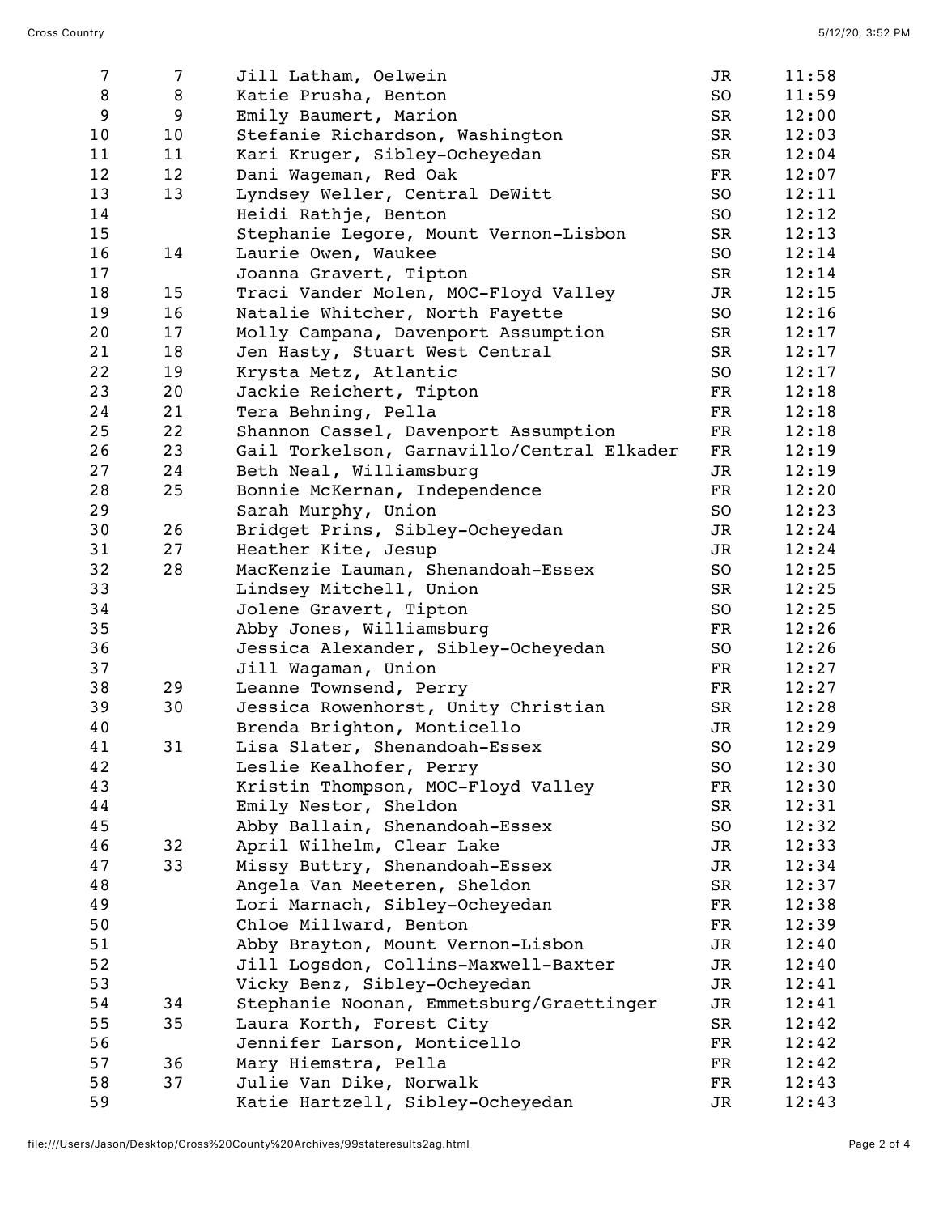| | | | | |
|---|---|---|---|---|
| 7 | 7 | Jill Latham, Oelwein | JR | 11:58 |
| 8 | 8 | Katie Prusha, Benton | SO | 11:59 |
| 9 | 9 | Emily Baumert, Marion | SR | 12:00 |
| 10 | 10 | Stefanie Richardson, Washington | SR | 12:03 |
| 11 | 11 | Kari Kruger, Sibley-Ocheyedan | SR | 12:04 |
| 12 | 12 | Dani Wageman, Red Oak | FR | 12:07 |
| 13 | 13 | Lyndsey Weller, Central DeWitt | SO | 12:11 |
| 14 | | Heidi Rathje, Benton | SO | 12:12 |
| 15 | | Stephanie Legore, Mount Vernon-Lisbon | SR | 12:13 |
| 16 | 14 | Laurie Owen, Waukee | SO | 12:14 |
| 17 | | Joanna Gravert, Tipton | SR | 12:14 |
| 18 | 15 | Traci Vander Molen, MOC-Floyd Valley | JR | 12:15 |
| 19 | 16 | Natalie Whitcher, North Fayette | SO | 12:16 |
| 20 | 17 | Molly Campana, Davenport Assumption | SR | 12:17 |
| 21 | 18 | Jen Hasty, Stuart West Central | SR | 12:17 |
| 22 | 19 | Krysta Metz, Atlantic | SO | 12:17 |
| 23 | 20 | Jackie Reichert, Tipton | FR | 12:18 |
| 24 | 21 | Tera Behning, Pella | FR | 12:18 |
| 25 | 22 | Shannon Cassel, Davenport Assumption | FR | 12:18 |
| 26 | 23 | Gail Torkelson, Garnavillo/Central Elkader | FR | 12:19 |
| 27 | 24 | Beth Neal, Williamsburg | JR | 12:19 |
| 28 | 25 | Bonnie McKernan, Independence | FR | 12:20 |
| 29 | | Sarah Murphy, Union | SO | 12:23 |
| 30 | 26 | Bridget Prins, Sibley-Ocheyedan | JR | 12:24 |
| 31 | 27 | Heather Kite, Jesup | JR | 12:24 |
| 32 | 28 | MacKenzie Lauman, Shenandoah-Essex | SO | 12:25 |
| 33 | | Lindsey Mitchell, Union | SR | 12:25 |
| 34 | | Jolene Gravert, Tipton | SO | 12:25 |
| 35 | | Abby Jones, Williamsburg | FR | 12:26 |
| 36 | | Jessica Alexander, Sibley-Ocheyedan | SO | 12:26 |
| 37 | | Jill Wagaman, Union | FR | 12:27 |
| 38 | 29 | Leanne Townsend, Perry | FR | 12:27 |
| 39 | 30 | Jessica Rowenhorst, Unity Christian | SR | 12:28 |
| 40 | | Brenda Brighton, Monticello | JR | 12:29 |
| 41 | 31 | Lisa Slater, Shenandoah-Essex | SO | 12:29 |
| 42 | | Leslie Kealhofer, Perry | SO | 12:30 |
| 43 | | Kristin Thompson, MOC-Floyd Valley | FR | 12:30 |
| 44 | | Emily Nestor, Sheldon | SR | 12:31 |
| 45 | | Abby Ballain, Shenandoah-Essex | SO | 12:32 |
| 46 | 32 | April Wilhelm, Clear Lake | JR | 12:33 |
| 47 | 33 | Missy Buttry, Shenandoah-Essex | JR | 12:34 |
| 48 | | Angela Van Meeteren, Sheldon | SR | 12:37 |
| 49 | | Lori Marnach, Sibley-Ocheyedan | FR | 12:38 |
| 50 | | Chloe Millward, Benton | FR | 12:39 |
| 51 | | Abby Brayton, Mount Vernon-Lisbon | JR | 12:40 |
| 52 | | Jill Logsdon, Collins-Maxwell-Baxter | JR | 12:40 |
| 53 | | Vicky Benz, Sibley-Ocheyedan | JR | 12:41 |
| 54 | 34 | Stephanie Noonan, Emmetsburg/Graettinger | JR | 12:41 |
| 55 | 35 | Laura Korth, Forest City | SR | 12:42 |
| 56 | | Jennifer Larson, Monticello | FR | 12:42 |
| 57 | 36 | Mary Hiemstra, Pella | FR | 12:42 |
| 58 | 37 | Julie Van Dike, Norwalk | FR | 12:43 |
| 59 | | Katie Hartzell, Sibley-Ocheyedan | JR | 12:43 |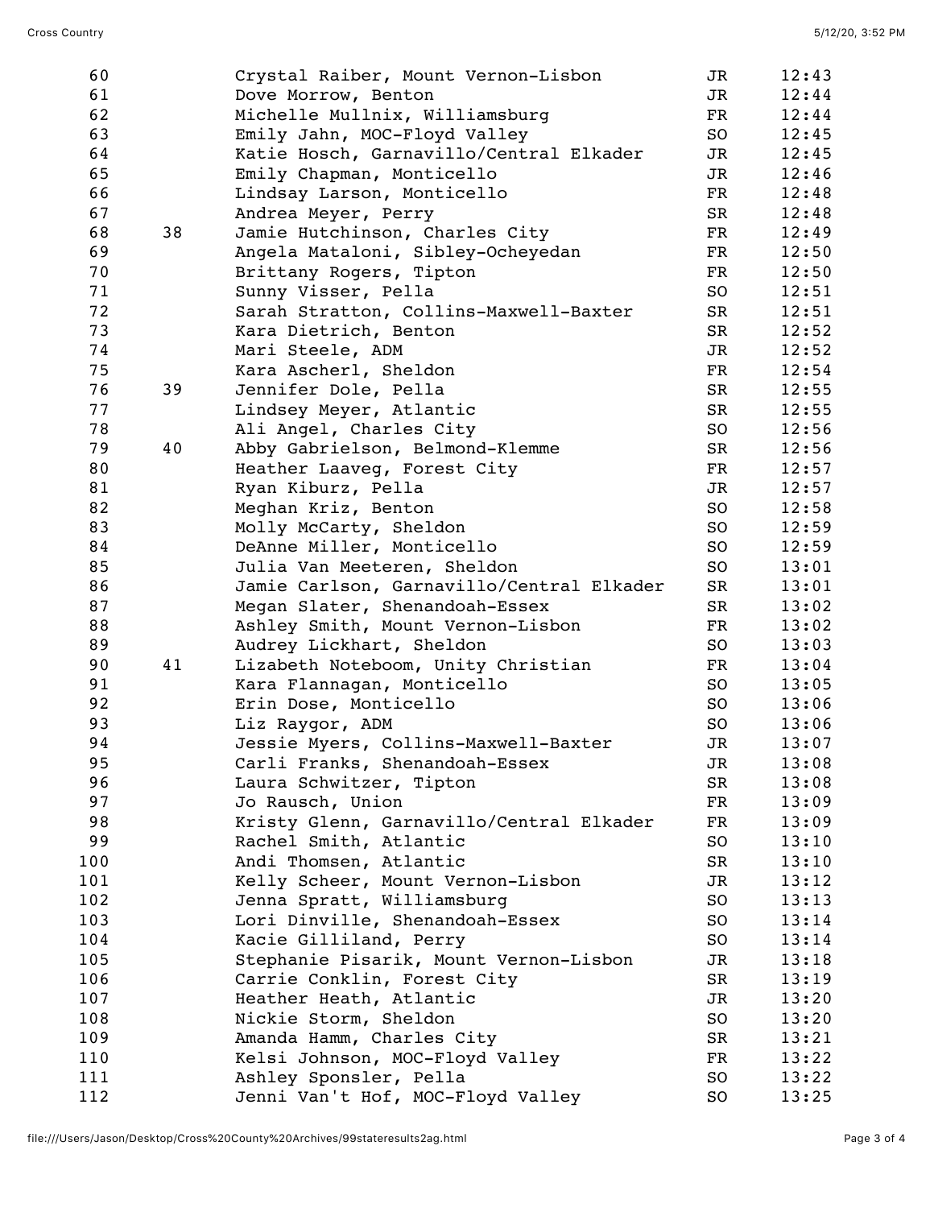| Place | Team Place | Name, School | Grade | Time |
|---|---|---|---|---|
| 60 | | Crystal Raiber, Mount Vernon-Lisbon | JR | 12:43 |
| 61 | | Dove Morrow, Benton | JR | 12:44 |
| 62 | | Michelle Mullnix, Williamsburg | FR | 12:44 |
| 63 | | Emily Jahn, MOC-Floyd Valley | SO | 12:45 |
| 64 | | Katie Hosch, Garnavillo/Central Elkader | JR | 12:45 |
| 65 | | Emily Chapman, Monticello | JR | 12:46 |
| 66 | | Lindsay Larson, Monticello | FR | 12:48 |
| 67 | | Andrea Meyer, Perry | SR | 12:48 |
| 68 | 38 | Jamie Hutchinson, Charles City | FR | 12:49 |
| 69 | | Angela Mataloni, Sibley-Ocheyedan | FR | 12:50 |
| 70 | | Brittany Rogers, Tipton | FR | 12:50 |
| 71 | | Sunny Visser, Pella | SO | 12:51 |
| 72 | | Sarah Stratton, Collins-Maxwell-Baxter | SR | 12:51 |
| 73 | | Kara Dietrich, Benton | SR | 12:52 |
| 74 | | Mari Steele, ADM | JR | 12:52 |
| 75 | | Kara Ascherl, Sheldon | FR | 12:54 |
| 76 | 39 | Jennifer Dole, Pella | SR | 12:55 |
| 77 | | Lindsey Meyer, Atlantic | SR | 12:55 |
| 78 | | Ali Angel, Charles City | SO | 12:56 |
| 79 | 40 | Abby Gabrielson, Belmond-Klemme | SR | 12:56 |
| 80 | | Heather Laaveg, Forest City | FR | 12:57 |
| 81 | | Ryan Kiburz, Pella | JR | 12:57 |
| 82 | | Meghan Kriz, Benton | SO | 12:58 |
| 83 | | Molly McCarty, Sheldon | SO | 12:59 |
| 84 | | DeAnne Miller, Monticello | SO | 12:59 |
| 85 | | Julia Van Meeteren, Sheldon | SO | 13:01 |
| 86 | | Jamie Carlson, Garnavillo/Central Elkader | SR | 13:01 |
| 87 | | Megan Slater, Shenandoah-Essex | SR | 13:02 |
| 88 | | Ashley Smith, Mount Vernon-Lisbon | FR | 13:02 |
| 89 | | Audrey Lickhart, Sheldon | SO | 13:03 |
| 90 | 41 | Lizabeth Noteboom, Unity Christian | FR | 13:04 |
| 91 | | Kara Flannagan, Monticello | SO | 13:05 |
| 92 | | Erin Dose, Monticello | SO | 13:06 |
| 93 | | Liz Raygor, ADM | SO | 13:06 |
| 94 | | Jessie Myers, Collins-Maxwell-Baxter | JR | 13:07 |
| 95 | | Carli Franks, Shenandoah-Essex | JR | 13:08 |
| 96 | | Laura Schwitzer, Tipton | SR | 13:08 |
| 97 | | Jo Rausch, Union | FR | 13:09 |
| 98 | | Kristy Glenn, Garnavillo/Central Elkader | FR | 13:09 |
| 99 | | Rachel Smith, Atlantic | SO | 13:10 |
| 100 | | Andi Thomsen, Atlantic | SR | 13:10 |
| 101 | | Kelly Scheer, Mount Vernon-Lisbon | JR | 13:12 |
| 102 | | Jenna Spratt, Williamsburg | SO | 13:13 |
| 103 | | Lori Dinville, Shenandoah-Essex | SO | 13:14 |
| 104 | | Kacie Gilliland, Perry | SO | 13:14 |
| 105 | | Stephanie Pisarik, Mount Vernon-Lisbon | JR | 13:18 |
| 106 | | Carrie Conklin, Forest City | SR | 13:19 |
| 107 | | Heather Heath, Atlantic | JR | 13:20 |
| 108 | | Nickie Storm, Sheldon | SO | 13:20 |
| 109 | | Amanda Hamm, Charles City | SR | 13:21 |
| 110 | | Kelsi Johnson, MOC-Floyd Valley | FR | 13:22 |
| 111 | | Ashley Sponsler, Pella | SO | 13:22 |
| 112 | | Jenni Van't Hof, MOC-Floyd Valley | SO | 13:25 |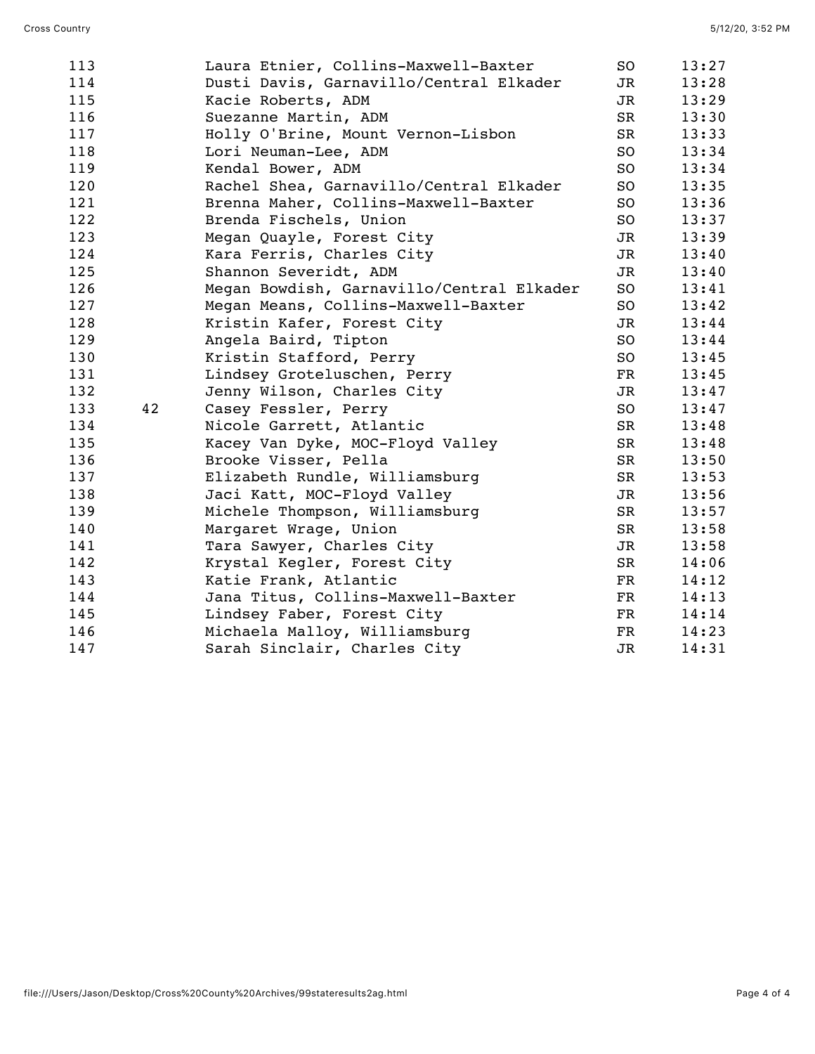| | | | | |
|---|---|---|---|---|
| 113 | | Laura Etnier, Collins-Maxwell-Baxter | SO | 13:27 |
| 114 | | Dusti Davis, Garnavillo/Central Elkader | JR | 13:28 |
| 115 | | Kacie Roberts, ADM | JR | 13:29 |
| 116 | | Suezanne Martin, ADM | SR | 13:30 |
| 117 | | Holly O'Brine, Mount Vernon-Lisbon | SR | 13:33 |
| 118 | | Lori Neuman-Lee, ADM | SO | 13:34 |
| 119 | | Kendal Bower, ADM | SO | 13:34 |
| 120 | | Rachel Shea, Garnavillo/Central Elkader | SO | 13:35 |
| 121 | | Brenna Maher, Collins-Maxwell-Baxter | SO | 13:36 |
| 122 | | Brenda Fischels, Union | SO | 13:37 |
| 123 | | Megan Quayle, Forest City | JR | 13:39 |
| 124 | | Kara Ferris, Charles City | JR | 13:40 |
| 125 | | Shannon Severidt, ADM | JR | 13:40 |
| 126 | | Megan Bowdish, Garnavillo/Central Elkader | SO | 13:41 |
| 127 | | Megan Means, Collins-Maxwell-Baxter | SO | 13:42 |
| 128 | | Kristin Kafer, Forest City | JR | 13:44 |
| 129 | | Angela Baird, Tipton | SO | 13:44 |
| 130 | | Kristin Stafford, Perry | SO | 13:45 |
| 131 | | Lindsey Groteluschen, Perry | FR | 13:45 |
| 132 | | Jenny Wilson, Charles City | JR | 13:47 |
| 133 | 42 | Casey Fessler, Perry | SO | 13:47 |
| 134 | | Nicole Garrett, Atlantic | SR | 13:48 |
| 135 | | Kacey Van Dyke, MOC-Floyd Valley | SR | 13:48 |
| 136 | | Brooke Visser, Pella | SR | 13:50 |
| 137 | | Elizabeth Rundle, Williamsburg | SR | 13:53 |
| 138 | | Jaci Katt, MOC-Floyd Valley | JR | 13:56 |
| 139 | | Michele Thompson, Williamsburg | SR | 13:57 |
| 140 | | Margaret Wrage, Union | SR | 13:58 |
| 141 | | Tara Sawyer, Charles City | JR | 13:58 |
| 142 | | Krystal Kegler, Forest City | SR | 14:06 |
| 143 | | Katie Frank, Atlantic | FR | 14:12 |
| 144 | | Jana Titus, Collins-Maxwell-Baxter | FR | 14:13 |
| 145 | | Lindsey Faber, Forest City | FR | 14:14 |
| 146 | | Michaela Malloy, Williamsburg | FR | 14:23 |
| 147 | | Sarah Sinclair, Charles City | JR | 14:31 |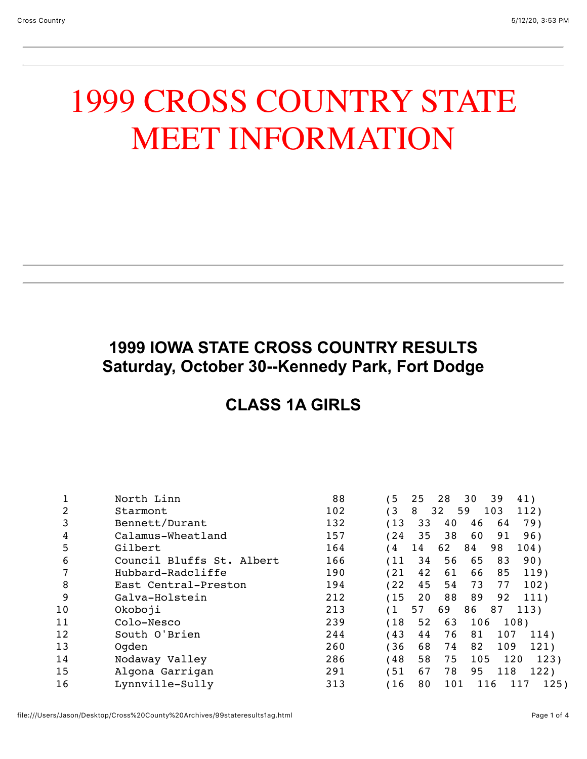# 1999 CROSS COUNTRY STATE MEET INFORMATION

## 1999 IOWA STATE CROSS COUNTRY RESULTS
## Saturday, October 30--Kennedy Park, Fort Dodge

## CLASS 1A GIRLS

| Place | Team | Score | Runners |
|---|---|---|---|
| 1 | North Linn | 88 | (5 25 28 30 39 41) |
| 2 | Starmont | 102 | (3 8 32 59 103 112) |
| 3 | Bennett/Durant | 132 | (13 33 40 46 64 79) |
| 4 | Calamus-Wheatland | 157 | (24 35 38 60 91 96) |
| 5 | Gilbert | 164 | (4 14 62 84 98 104) |
| 6 | Council Bluffs St. Albert | 166 | (11 34 56 65 83 90) |
| 7 | Hubbard-Radcliffe | 190 | (21 42 61 66 85 119) |
| 8 | East Central-Preston | 194 | (22 45 54 73 77 102) |
| 9 | Galva-Holstein | 212 | (15 20 88 89 92 111) |
| 10 | Okoboji | 213 | (1 57 69 86 87 113) |
| 11 | Colo-Nesco | 239 | (18 52 63 106 108) |
| 12 | South O'Brien | 244 | (43 44 76 81 107 114) |
| 13 | Ogden | 260 | (36 68 74 82 109 121) |
| 14 | Nodaway Valley | 286 | (48 58 75 105 120 123) |
| 15 | Algona Garrigan | 291 | (51 67 78 95 118 122) |
| 16 | Lynnville-Sully | 313 | (16 80 101 116 117 125) |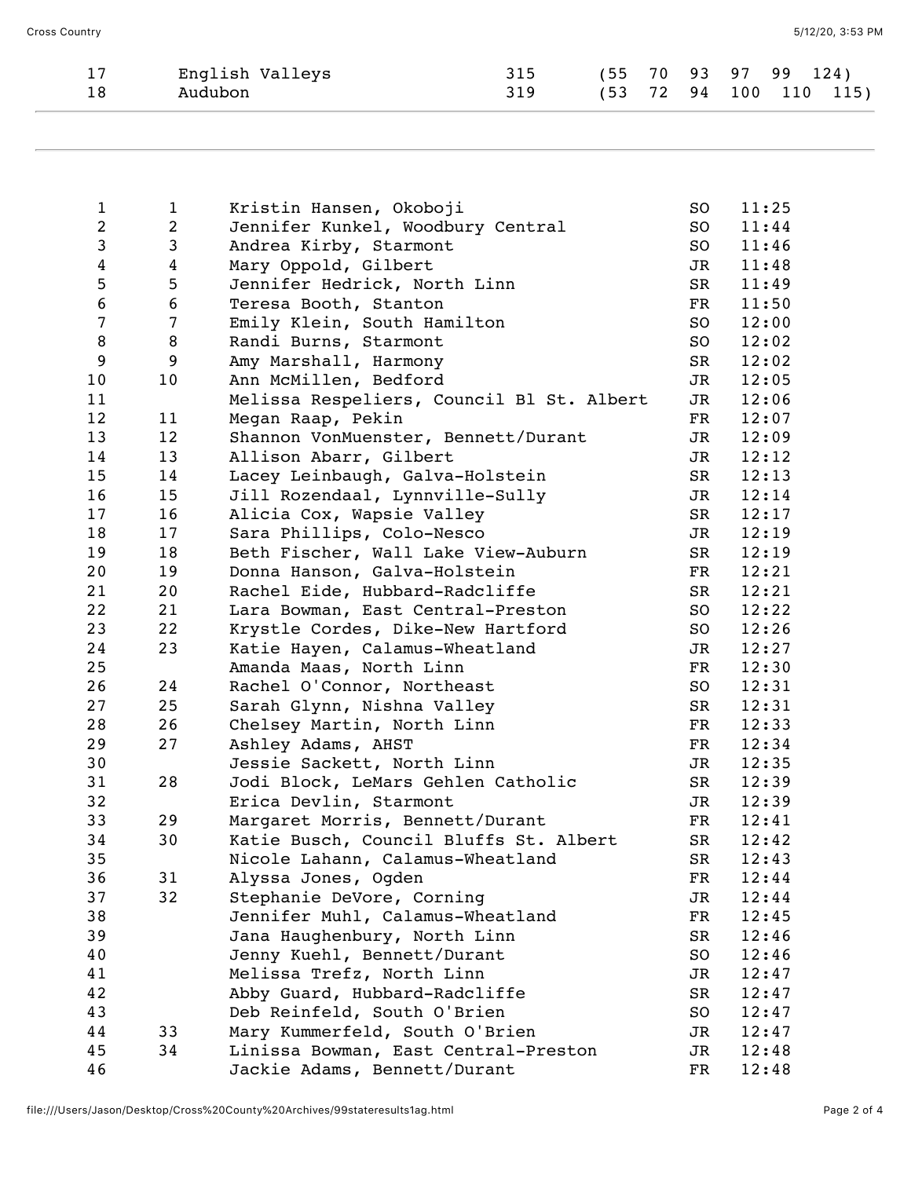| | | | |
|---|---|---|---|
| 17 | English Valleys | 315 | (55 70 93 97 99 124) |
| 18 | Audubon | 319 | (53 72 94 100 110 115) |

| | | | | |
|---|---|---|---|---|
| 1 | 1 | Kristin Hansen, Okoboji | SO | 11:25 |
| 2 | 2 | Jennifer Kunkel, Woodbury Central | SO | 11:44 |
| 3 | 3 | Andrea Kirby, Starmont | SO | 11:46 |
| 4 | 4 | Mary Oppold, Gilbert | JR | 11:48 |
| 5 | 5 | Jennifer Hedrick, North Linn | SR | 11:49 |
| 6 | 6 | Teresa Booth, Stanton | FR | 11:50 |
| 7 | 7 | Emily Klein, South Hamilton | SO | 12:00 |
| 8 | 8 | Randi Burns, Starmont | SO | 12:02 |
| 9 | 9 | Amy Marshall, Harmony | SR | 12:02 |
| 10 | 10 | Ann McMillen, Bedford | JR | 12:05 |
| 11 | | Melissa Respeliers, Council Bl St. Albert | JR | 12:06 |
| 12 | 11 | Megan Raap, Pekin | FR | 12:07 |
| 13 | 12 | Shannon VonMuenster, Bennett/Durant | JR | 12:09 |
| 14 | 13 | Allison Abarr, Gilbert | JR | 12:12 |
| 15 | 14 | Lacey Leinbaugh, Galva-Holstein | SR | 12:13 |
| 16 | 15 | Jill Rozendaal, Lynnville-Sully | JR | 12:14 |
| 17 | 16 | Alicia Cox, Wapsie Valley | SR | 12:17 |
| 18 | 17 | Sara Phillips, Colo-Nesco | JR | 12:19 |
| 19 | 18 | Beth Fischer, Wall Lake View-Auburn | SR | 12:19 |
| 20 | 19 | Donna Hanson, Galva-Holstein | FR | 12:21 |
| 21 | 20 | Rachel Eide, Hubbard-Radcliffe | SR | 12:21 |
| 22 | 21 | Lara Bowman, East Central-Preston | SO | 12:22 |
| 23 | 22 | Krystle Cordes, Dike-New Hartford | SO | 12:26 |
| 24 | 23 | Katie Hayen, Calamus-Wheatland | JR | 12:27 |
| 25 | | Amanda Maas, North Linn | FR | 12:30 |
| 26 | 24 | Rachel O'Connor, Northeast | SO | 12:31 |
| 27 | 25 | Sarah Glynn, Nishna Valley | SR | 12:31 |
| 28 | 26 | Chelsey Martin, North Linn | FR | 12:33 |
| 29 | 27 | Ashley Adams, AHST | FR | 12:34 |
| 30 | | Jessie Sackett, North Linn | JR | 12:35 |
| 31 | 28 | Jodi Block, LeMars Gehlen Catholic | SR | 12:39 |
| 32 | | Erica Devlin, Starmont | JR | 12:39 |
| 33 | 29 | Margaret Morris, Bennett/Durant | FR | 12:41 |
| 34 | 30 | Katie Busch, Council Bluffs St. Albert | SR | 12:42 |
| 35 | | Nicole Lahann, Calamus-Wheatland | SR | 12:43 |
| 36 | 31 | Alyssa Jones, Ogden | FR | 12:44 |
| 37 | 32 | Stephanie DeVore, Corning | JR | 12:44 |
| 38 | | Jennifer Muhl, Calamus-Wheatland | FR | 12:45 |
| 39 | | Jana Haughenbury, North Linn | SR | 12:46 |
| 40 | | Jenny Kuehl, Bennett/Durant | SO | 12:46 |
| 41 | | Melissa Trefz, North Linn | JR | 12:47 |
| 42 | | Abby Guard, Hubbard-Radcliffe | SR | 12:47 |
| 43 | | Deb Reinfeld, South O'Brien | SO | 12:47 |
| 44 | 33 | Mary Kummerfeld, South O'Brien | JR | 12:47 |
| 45 | 34 | Linissa Bowman, East Central-Preston | JR | 12:48 |
| 46 | | Jackie Adams, Bennett/Durant | FR | 12:48 |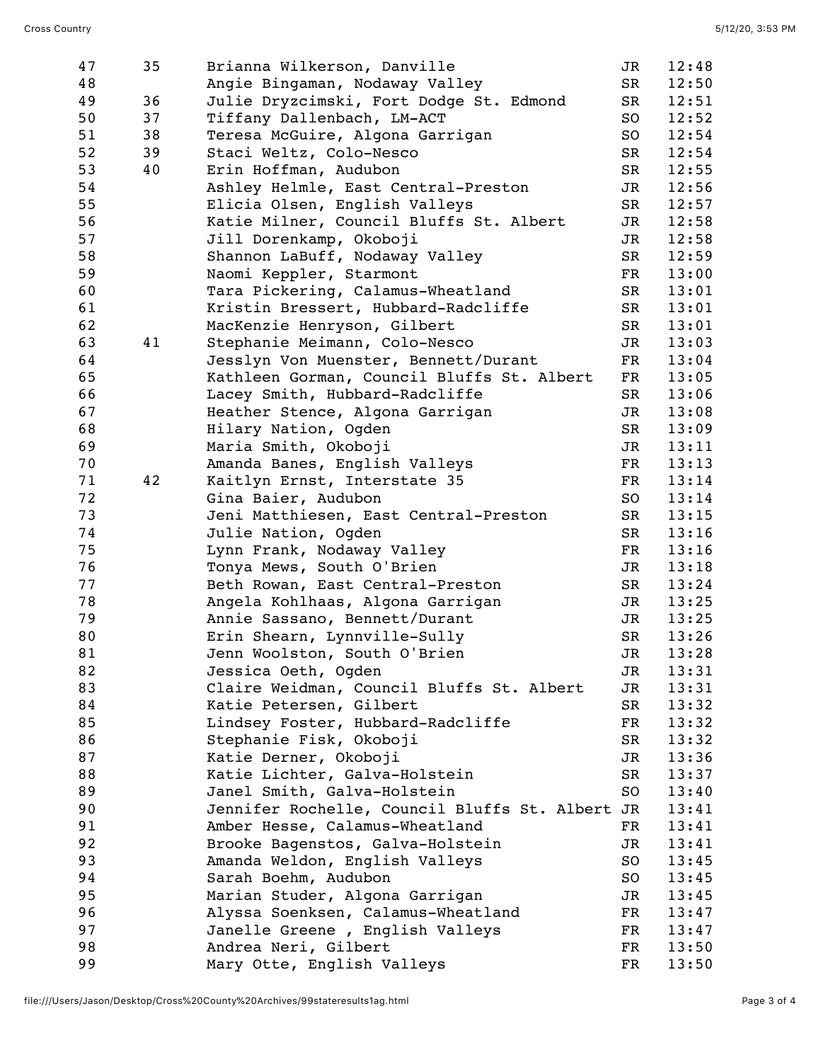| | | | | |
|---|---|---|---|---|
| 47 | 35 | Brianna Wilkerson, Danville | JR | 12:48 |
| 48 | | Angie Bingaman, Nodaway Valley | SR | 12:50 |
| 49 | 36 | Julie Dryzcimski, Fort Dodge St. Edmond | SR | 12:51 |
| 50 | 37 | Tiffany Dallenbach, LM-ACT | SO | 12:52 |
| 51 | 38 | Teresa McGuire, Algona Garrigan | SO | 12:54 |
| 52 | 39 | Staci Weltz, Colo-Nesco | SR | 12:54 |
| 53 | 40 | Erin Hoffman, Audubon | SR | 12:55 |
| 54 | | Ashley Helmle, East Central-Preston | JR | 12:56 |
| 55 | | Elicia Olsen, English Valleys | SR | 12:57 |
| 56 | | Katie Milner, Council Bluffs St. Albert | JR | 12:58 |
| 57 | | Jill Dorenkamp, Okoboji | JR | 12:58 |
| 58 | | Shannon LaBuff, Nodaway Valley | SR | 12:59 |
| 59 | | Naomi Keppler, Starmont | FR | 13:00 |
| 60 | | Tara Pickering, Calamus-Wheatland | SR | 13:01 |
| 61 | | Kristin Bressert, Hubbard-Radcliffe | SR | 13:01 |
| 62 | | MacKenzie Henryson, Gilbert | SR | 13:01 |
| 63 | 41 | Stephanie Meimann, Colo-Nesco | JR | 13:03 |
| 64 | | Jesslyn Von Muenster, Bennett/Durant | FR | 13:04 |
| 65 | | Kathleen Gorman, Council Bluffs St. Albert | FR | 13:05 |
| 66 | | Lacey Smith, Hubbard-Radcliffe | SR | 13:06 |
| 67 | | Heather Stence, Algona Garrigan | JR | 13:08 |
| 68 | | Hilary Nation, Ogden | SR | 13:09 |
| 69 | | Maria Smith, Okoboji | JR | 13:11 |
| 70 | | Amanda Banes, English Valleys | FR | 13:13 |
| 71 | 42 | Kaitlyn Ernst, Interstate 35 | FR | 13:14 |
| 72 | | Gina Baier, Audubon | SO | 13:14 |
| 73 | | Jeni Matthiesen, East Central-Preston | SR | 13:15 |
| 74 | | Julie Nation, Ogden | SR | 13:16 |
| 75 | | Lynn Frank, Nodaway Valley | FR | 13:16 |
| 76 | | Tonya Mews, South O'Brien | JR | 13:18 |
| 77 | | Beth Rowan, East Central-Preston | SR | 13:24 |
| 78 | | Angela Kohlhaas, Algona Garrigan | JR | 13:25 |
| 79 | | Annie Sassano, Bennett/Durant | JR | 13:25 |
| 80 | | Erin Shearn, Lynnville-Sully | SR | 13:26 |
| 81 | | Jenn Woolston, South O'Brien | JR | 13:28 |
| 82 | | Jessica Oeth, Ogden | JR | 13:31 |
| 83 | | Claire Weidman, Council Bluffs St. Albert | JR | 13:31 |
| 84 | | Katie Petersen, Gilbert | SR | 13:32 |
| 85 | | Lindsey Foster, Hubbard-Radcliffe | FR | 13:32 |
| 86 | | Stephanie Fisk, Okoboji | SR | 13:32 |
| 87 | | Katie Derner, Okoboji | JR | 13:36 |
| 88 | | Katie Lichter, Galva-Holstein | SR | 13:37 |
| 89 | | Janel Smith, Galva-Holstein | SO | 13:40 |
| 90 | | Jennifer Rochelle, Council Bluffs St. Albert | JR | 13:41 |
| 91 | | Amber Hesse, Calamus-Wheatland | FR | 13:41 |
| 92 | | Brooke Bagenstos, Galva-Holstein | JR | 13:41 |
| 93 | | Amanda Weldon, English Valleys | SO | 13:45 |
| 94 | | Sarah Boehm, Audubon | SO | 13:45 |
| 95 | | Marian Studer, Algona Garrigan | JR | 13:45 |
| 96 | | Alyssa Soenksen, Calamus-Wheatland | FR | 13:47 |
| 97 | | Janelle Greene , English Valleys | FR | 13:47 |
| 98 | | Andrea Neri, Gilbert | FR | 13:50 |
| 99 | | Mary Otte, English Valleys | FR | 13:50 |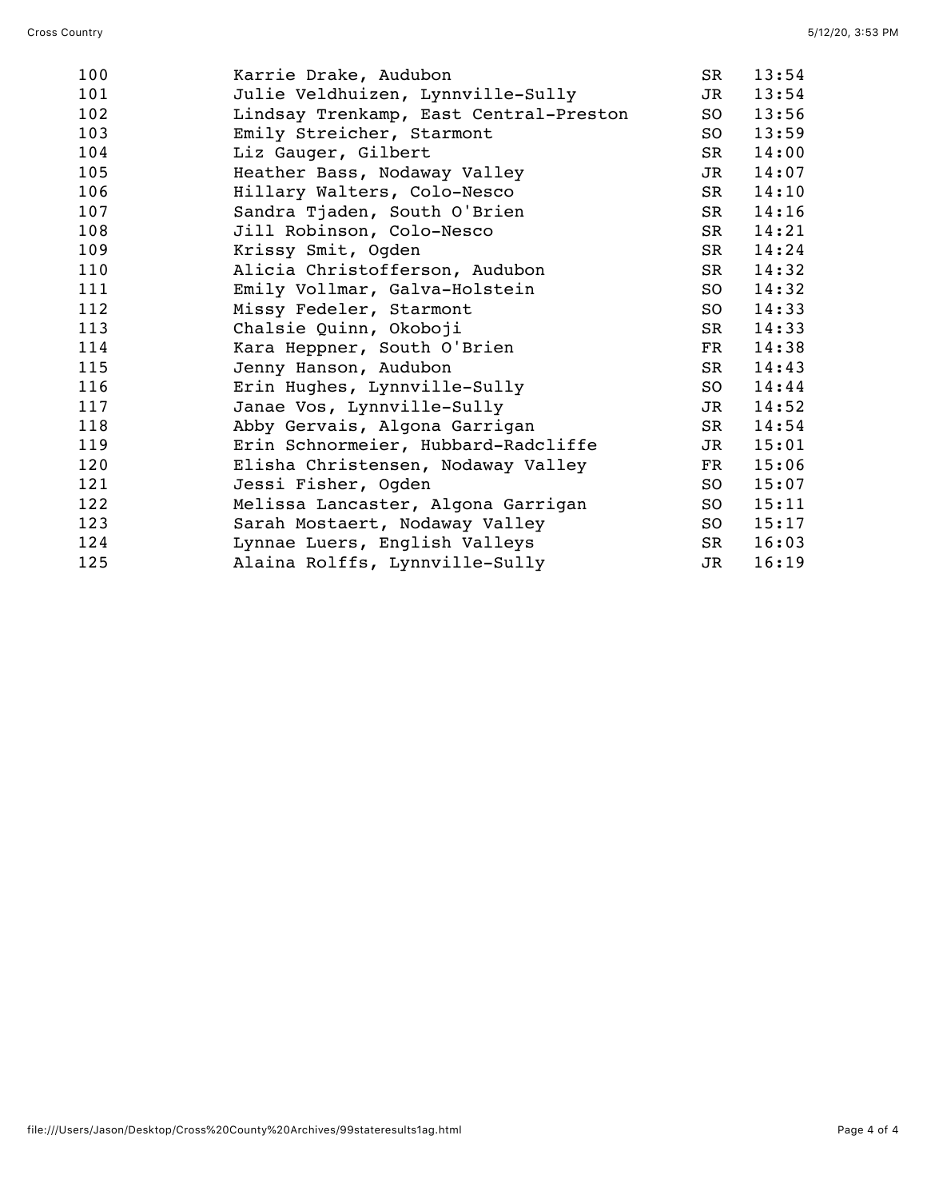| | | | |
|---|---|---|---|
| 100 | Karrie Drake, Audubon | SR | 13:54 |
| 101 | Julie Veldhuizen, Lynnville-Sully | JR | 13:54 |
| 102 | Lindsay Trenkamp, East Central-Preston | SO | 13:56 |
| 103 | Emily Streicher, Starmont | SO | 13:59 |
| 104 | Liz Gauger, Gilbert | SR | 14:00 |
| 105 | Heather Bass, Nodaway Valley | JR | 14:07 |
| 106 | Hillary Walters, Colo-Nesco | SR | 14:10 |
| 107 | Sandra Tjaden, South O'Brien | SR | 14:16 |
| 108 | Jill Robinson, Colo-Nesco | SR | 14:21 |
| 109 | Krissy Smit, Ogden | SR | 14:24 |
| 110 | Alicia Christofferson, Audubon | SR | 14:32 |
| 111 | Emily Vollmar, Galva-Holstein | SO | 14:32 |
| 112 | Missy Fedeler, Starmont | SO | 14:33 |
| 113 | Chalsie Quinn, Okoboji | SR | 14:33 |
| 114 | Kara Heppner, South O'Brien | FR | 14:38 |
| 115 | Jenny Hanson, Audubon | SR | 14:43 |
| 116 | Erin Hughes, Lynnville-Sully | SO | 14:44 |
| 117 | Janae Vos, Lynnville-Sully | JR | 14:52 |
| 118 | Abby Gervais, Algona Garrigan | SR | 14:54 |
| 119 | Erin Schnormeier, Hubbard-Radcliffe | JR | 15:01 |
| 120 | Elisha Christensen, Nodaway Valley | FR | 15:06 |
| 121 | Jessi Fisher, Ogden | SO | 15:07 |
| 122 | Melissa Lancaster, Algona Garrigan | SO | 15:11 |
| 123 | Sarah Mostaert, Nodaway Valley | SO | 15:17 |
| 124 | Lynnae Luers, English Valleys | SR | 16:03 |
| 125 | Alaina Rolffs, Lynnville-Sully | JR | 16:19 |